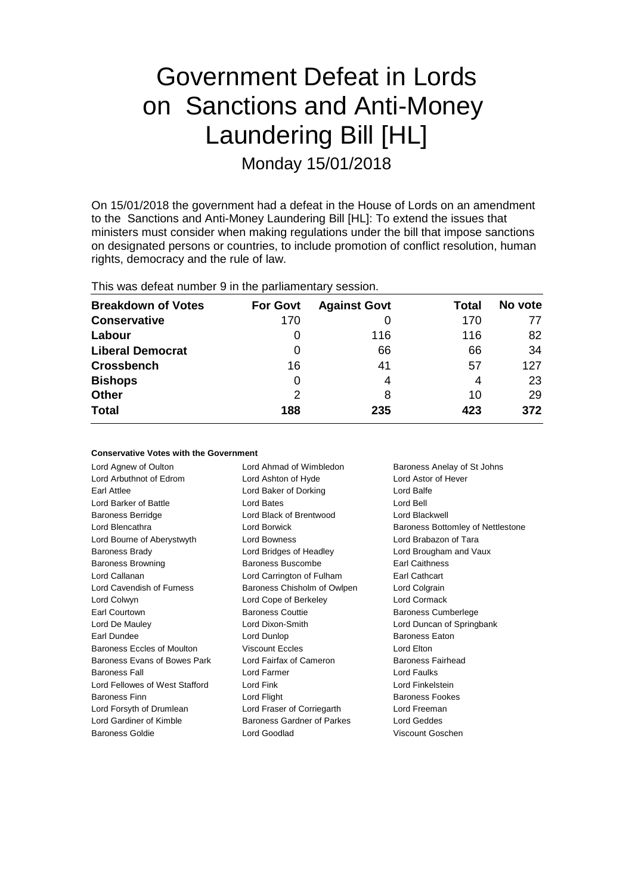# Government Defeat in Lords on Sanctions and Anti-Money Laundering Bill [HL]

Monday 15/01/2018

On 15/01/2018 the government had a defeat in the House of Lords on an amendment to the Sanctions and Anti-Money Laundering Bill [HL]: To extend the issues that ministers must consider when making regulations under the bill that impose sanctions on designated persons or countries, to include promotion of conflict resolution, human rights, democracy and the rule of law.

This was defeat number 9 in the parliamentary session.

| Breakdown of Votes | For Govt | Against Govt | Total | No vote |
|---|---|---|---|---|
| **Conservative** | 170 | 0 | 170 | 77 |
| **Labour** | 0 | 116 | 116 | 82 |
| **Liberal Democrat** | 0 | 66 | 66 | 34 |
| **Crossbench** | 16 | 41 | 57 | 127 |
| **Bishops** | 0 | 4 | 4 | 23 |
| **Other** | 2 | 8 | 10 | 29 |
| **Total** | **188** | **235** | **423** | **372** |

**Conservative Votes with the Government**

| | | |
|---|---|---|
| Lord Agnew of Oulton | Lord Ahmad of Wimbledon | Baroness Anelay of St Johns |
| Lord Arbuthnot of Edrom | Lord Ashton of Hyde | Lord Astor of Hever |
| Earl Attlee | Lord Baker of Dorking | Lord Balfe |
| Lord Barker of Battle | Lord Bates | Lord Bell |
| Baroness Berridge | Lord Black of Brentwood | Lord Blackwell |
| Lord Blencathra | Lord Borwick | Baroness Bottomley of Nettlestone |
| Lord Bourne of Aberystwyth | Lord Bowness | Lord Brabazon of Tara |
| Baroness Brady | Lord Bridges of Headley | Lord Brougham and Vaux |
| Baroness Browning | Baroness Buscombe | Earl Caithness |
| Lord Callanan | Lord Carrington of Fulham | Earl Cathcart |
| Lord Cavendish of Furness | Baroness Chisholm of Owlpen | Lord Colgrain |
| Lord Colwyn | Lord Cope of Berkeley | Lord Cormack |
| Earl Courtown | Baroness Couttie | Baroness Cumberlege |
| Lord De Mauley | Lord Dixon-Smith | Lord Duncan of Springbank |
| Earl Dundee | Lord Dunlop | Baroness Eaton |
| Baroness Eccles of Moulton | Viscount Eccles | Lord Elton |
| Baroness Evans of Bowes Park | Lord Fairfax of Cameron | Baroness Fairhead |
| Baroness Fall | Lord Farmer | Lord Faulks |
| Lord Fellowes of West Stafford | Lord Fink | Lord Finkelstein |
| Baroness Finn | Lord Flight | Baroness Fookes |
| Lord Forsyth of Drumlean | Lord Fraser of Corriegarth | Lord Freeman |
| Lord Gardiner of Kimble | Baroness Gardner of Parkes | Lord Geddes |
| Baroness Goldie | Lord Goodlad | Viscount Goschen |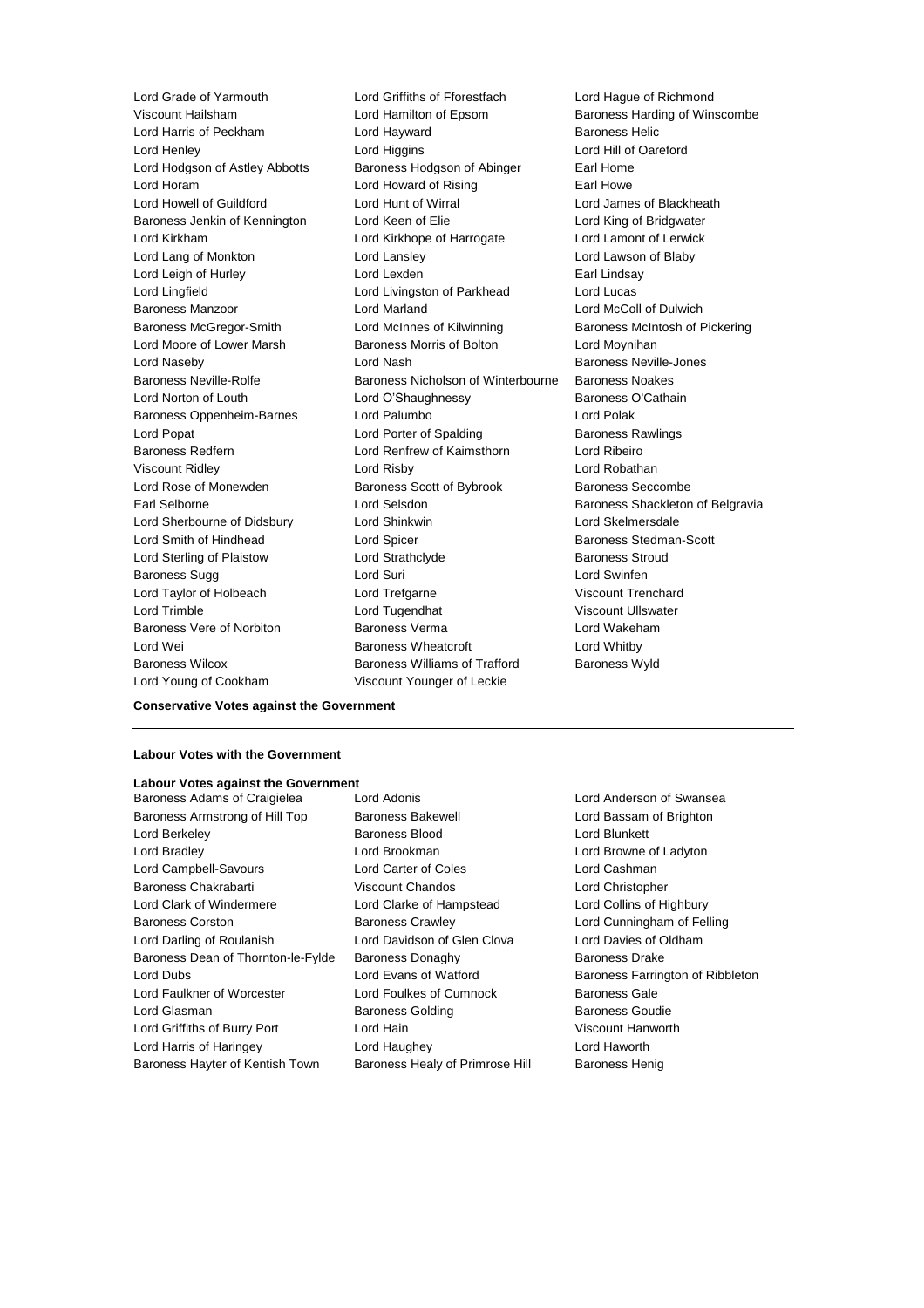Lord Grade of Yarmouth
Lord Griffiths of Fforestfach
Lord Hague of Richmond
Viscount Hailsham
Lord Hamilton of Epsom
Baroness Harding of Winscombe
Lord Harris of Peckham
Lord Hayward
Baroness Helic
Lord Henley
Lord Higgins
Lord Hill of Oareford
Lord Hodgson of Astley Abbotts
Baroness Hodgson of Abinger
Earl Home
Lord Horam
Lord Howard of Rising
Earl Howe
Lord Howell of Guildford
Lord Hunt of Wirral
Lord James of Blackheath
Baroness Jenkin of Kennington
Lord Keen of Elie
Lord King of Bridgwater
Lord Kirkham
Lord Kirkhope of Harrogate
Lord Lamont of Lerwick
Lord Lang of Monkton
Lord Lansley
Lord Lawson of Blaby
Lord Leigh of Hurley
Lord Lexden
Earl Lindsay
Lord Lingfield
Lord Livingston of Parkhead
Lord Lucas
Baroness Manzoor
Lord Marland
Lord McColl of Dulwich
Baroness McGregor-Smith
Lord McInnes of Kilwinning
Baroness McIntosh of Pickering
Lord Moore of Lower Marsh
Baroness Morris of Bolton
Lord Moynihan
Lord Naseby
Lord Nash
Baroness Neville-Jones
Baroness Neville-Rolfe
Baroness Nicholson of Winterbourne
Baroness Noakes
Lord Norton of Louth
Lord O'Shaughnessy
Baroness O'Cathain
Baroness Oppenheim-Barnes
Lord Palumbo
Lord Polak
Lord Popat
Lord Porter of Spalding
Baroness Rawlings
Baroness Redfern
Lord Renfrew of Kaimsthorn
Lord Ribeiro
Viscount Ridley
Lord Risby
Lord Robathan
Lord Rose of Monewden
Baroness Scott of Bybrook
Baroness Seccombe
Earl Selborne
Lord Selsdon
Baroness Shackleton of Belgravia
Lord Sherbourne of Didsbury
Lord Shinkwin
Lord Skelmersdale
Lord Smith of Hindhead
Lord Spicer
Baroness Stedman-Scott
Lord Sterling of Plaistow
Lord Strathclyde
Baroness Stroud
Baroness Sugg
Lord Suri
Lord Swinfen
Lord Taylor of Holbeach
Lord Trefgarne
Viscount Trenchard
Lord Trimble
Lord Tugendhat
Viscount Ullswater
Baroness Vere of Norbiton
Baroness Verma
Lord Wakeham
Lord Wei
Baroness Wheatcroft
Lord Whitby
Baroness Wilcox
Baroness Williams of Trafford
Baroness Wyld
Lord Young of Cookham
Viscount Younger of Leckie

**Conservative Votes against the Government**

---

**Labour Votes with the Government**

**Labour Votes against the Government**

Baroness Adams of Craigielea
Lord Adonis
Lord Anderson of Swansea
Baroness Armstrong of Hill Top
Baroness Bakewell
Lord Bassam of Brighton
Lord Berkeley
Baroness Blood
Lord Blunkett
Lord Bradley
Lord Brookman
Lord Browne of Ladyton
Lord Campbell-Savours
Lord Carter of Coles
Lord Cashman
Baroness Chakrabarti
Viscount Chandos
Lord Christopher
Lord Clark of Windermere
Lord Clarke of Hampstead
Lord Collins of Highbury
Baroness Corston
Baroness Crawley
Lord Cunningham of Felling
Lord Darling of Roulanish
Lord Davidson of Glen Clova
Lord Davies of Oldham
Baroness Dean of Thornton-le-Fylde
Baroness Donaghy
Baroness Drake
Lord Dubs
Lord Evans of Watford
Baroness Farrington of Ribbleton
Lord Faulkner of Worcester
Lord Foulkes of Cumnock
Baroness Gale
Lord Glasman
Baroness Golding
Baroness Goudie
Lord Griffiths of Burry Port
Lord Hain
Viscount Hanworth
Lord Harris of Haringey
Lord Haughey
Lord Haworth
Baroness Hayter of Kentish Town
Baroness Healy of Primrose Hill
Baroness Henig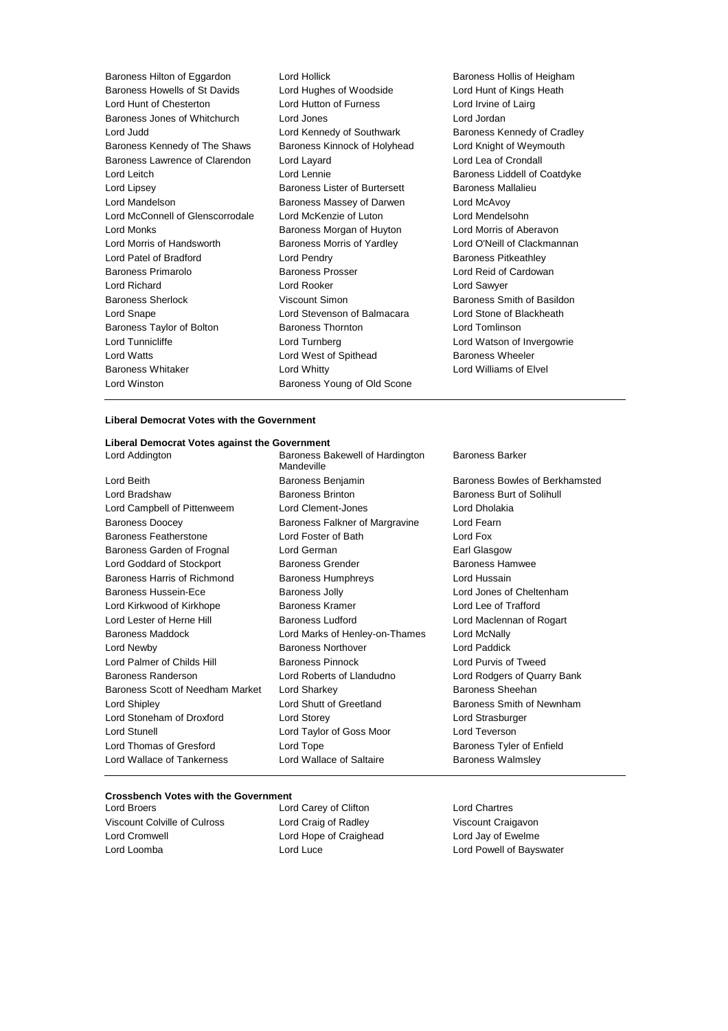Baroness Hilton of Eggardon
Lord Hollick
Baroness Hollis of Heigham
Baroness Howells of St Davids
Lord Hughes of Woodside
Lord Hunt of Kings Heath
Lord Hunt of Chesterton
Lord Hutton of Furness
Lord Irvine of Lairg
Baroness Jones of Whitchurch
Lord Jones
Lord Jordan
Lord Judd
Lord Kennedy of Southwark
Baroness Kennedy of Cradley
Baroness Kennedy of The Shaws
Baroness Kinnock of Holyhead
Lord Knight of Weymouth
Baroness Lawrence of Clarendon
Lord Layard
Lord Lea of Crondall
Lord Leitch
Lord Lennie
Baroness Liddell of Coatdyke
Lord Lipsey
Baroness Lister of Burtersett
Baroness Mallalieu
Lord Mandelson
Baroness Massey of Darwen
Lord McAvoy
Lord McConnell of Glenscorrodale
Lord McKenzie of Luton
Lord Mendelsohn
Lord Monks
Baroness Morgan of Huyton
Lord Morris of Aberavon
Lord Morris of Handsworth
Baroness Morris of Yardley
Lord O'Neill of Clackmannan
Lord Patel of Bradford
Lord Pendry
Baroness Pitkeathley
Baroness Primarolo
Baroness Prosser
Lord Reid of Cardowan
Lord Richard
Lord Rooker
Lord Sawyer
Baroness Sherlock
Viscount Simon
Baroness Smith of Basildon
Lord Snape
Lord Stevenson of Balmacara
Lord Stone of Blackheath
Baroness Taylor of Bolton
Baroness Thornton
Lord Tomlinson
Lord Tunnicliffe
Lord Turnberg
Lord Watson of Invergowrie
Lord Watts
Lord West of Spithead
Baroness Wheeler
Baroness Whitaker
Lord Whitty
Lord Williams of Elvel
Lord Winston
Baroness Young of Old Scone

**Liberal Democrat Votes with the Government**

**Liberal Democrat Votes against the Government**

Lord Addington
Baroness Bakewell of Hardington Mandeville
Baroness Barker
Lord Beith
Baroness Benjamin
Baroness Bowles of Berkhamsted
Lord Bradshaw
Baroness Brinton
Baroness Burt of Solihull
Lord Campbell of Pittenweem
Lord Clement-Jones
Lord Dholakia
Baroness Doocey
Baroness Falkner of Margravine
Lord Fearn
Baroness Featherstone
Lord Foster of Bath
Lord Fox
Baroness Garden of Frognal
Lord German
Earl Glasgow
Lord Goddard of Stockport
Baroness Grender
Baroness Hamwee
Baroness Harris of Richmond
Baroness Humphreys
Lord Hussain
Baroness Hussein-Ece
Baroness Jolly
Lord Jones of Cheltenham
Lord Kirkwood of Kirkhope
Baroness Kramer
Lord Lee of Trafford
Lord Lester of Herne Hill
Baroness Ludford
Lord Maclennan of Rogart
Baroness Maddock
Lord Marks of Henley-on-Thames
Lord McNally
Lord Newby
Baroness Northover
Lord Paddick
Lord Palmer of Childs Hill
Baroness Pinnock
Lord Purvis of Tweed
Baroness Randerson
Lord Roberts of Llandudno
Lord Rodgers of Quarry Bank
Baroness Scott of Needham Market
Lord Sharkey
Baroness Sheehan
Lord Shipley
Lord Shutt of Greetland
Baroness Smith of Newnham
Lord Stoneham of Droxford
Lord Storey
Lord Strasburger
Lord Stunell
Lord Taylor of Goss Moor
Lord Teverson
Lord Thomas of Gresford
Lord Tope
Baroness Tyler of Enfield
Lord Wallace of Tankerness
Lord Wallace of Saltaire
Baroness Walmsley

**Crossbench Votes with the Government**

Lord Broers
Lord Carey of Clifton
Lord Chartres
Viscount Colville of Culross
Lord Craig of Radley
Viscount Craigavon
Lord Cromwell
Lord Hope of Craighead
Lord Jay of Ewelme
Lord Loomba
Lord Luce
Lord Powell of Bayswater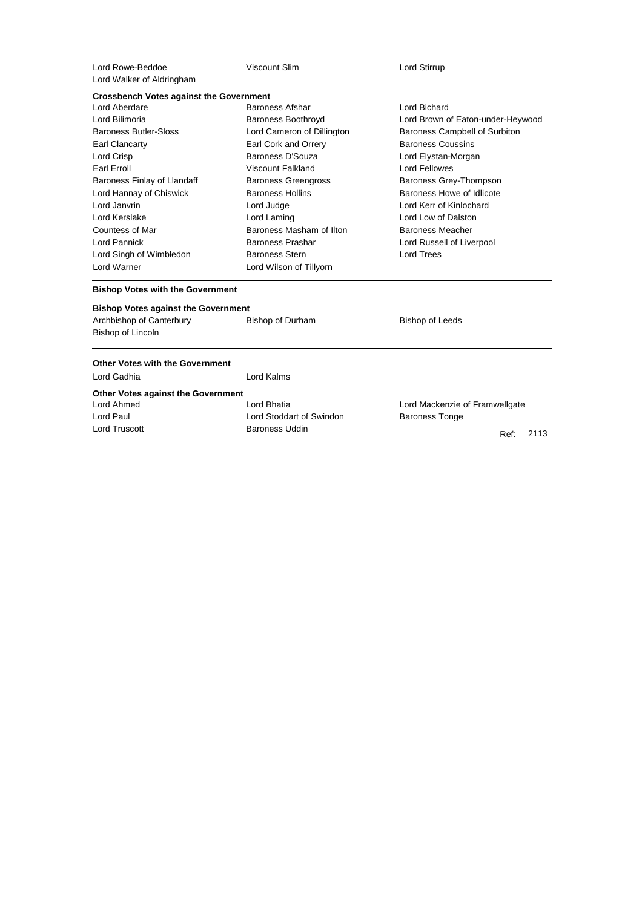Lord Rowe-Beddoe
Viscount Slim
Lord Stirrup
Lord Walker of Aldringham

**Crossbench Votes against the Government**

Lord Aberdare
Baroness Afshar
Lord Bichard
Lord Bilimoria
Baroness Boothroyd
Lord Brown of Eaton-under-Heywood
Baroness Butler-Sloss
Lord Cameron of Dillington
Baroness Campbell of Surbiton
Earl Clancarty
Earl Cork and Orrery
Baroness Coussins
Lord Crisp
Baroness D'Souza
Lord Elystan-Morgan
Earl Erroll
Viscount Falkland
Lord Fellowes
Baroness Finlay of Llandaff
Baroness Greengross
Baroness Grey-Thompson
Lord Hannay of Chiswick
Baroness Hollins
Baroness Howe of Idlicote
Lord Janvrin
Lord Judge
Lord Kerr of Kinlochard
Lord Kerslake
Lord Laming
Lord Low of Dalston
Countess of Mar
Baroness Masham of Ilton
Baroness Meacher
Lord Pannick
Baroness Prashar
Lord Russell of Liverpool
Lord Singh of Wimbledon
Baroness Stern
Lord Trees
Lord Warner
Lord Wilson of Tillyorn

**Bishop Votes with the Government**

**Bishop Votes against the Government**

Archbishop of Canterbury
Bishop of Durham
Bishop of Leeds
Bishop of Lincoln

**Other Votes with the Government**

Lord Gadhia
Lord Kalms

**Other Votes against the Government**

Lord Ahmed
Lord Bhatia
Lord Mackenzie of Framwellgate
Lord Paul
Lord Stoddart of Swindon
Baroness Tonge
Lord Truscott
Baroness Uddin

Ref: 2113